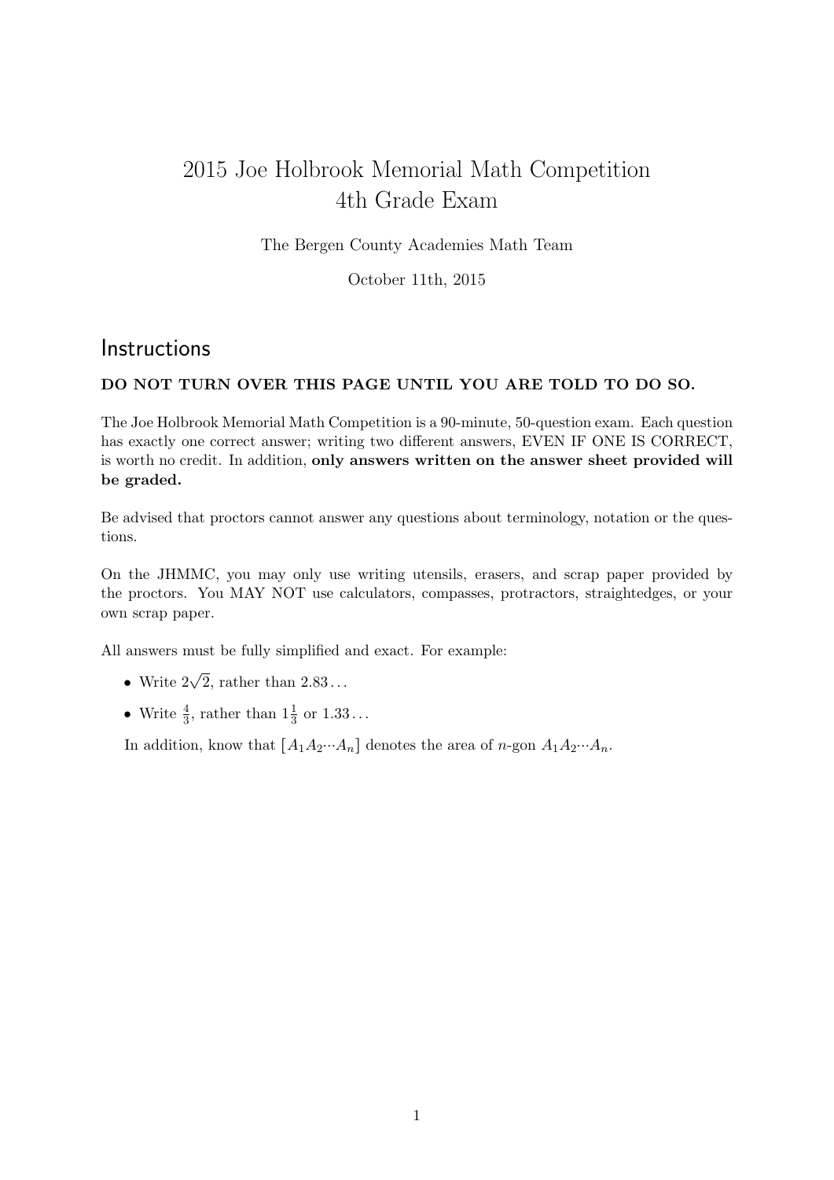# 2015 Joe Holbrook Memorial Math Competition
# 4th Grade Exam

The Bergen County Academies Math Team

October 11th, 2015

## Instructions

**DO NOT TURN OVER THIS PAGE UNTIL YOU ARE TOLD TO DO SO.**

The Joe Holbrook Memorial Math Competition is a 90-minute, 50-question exam. Each question has exactly one correct answer; writing two different answers, EVEN IF ONE IS CORRECT, is worth no credit. In addition, **only answers written on the answer sheet provided will be graded.**

Be advised that proctors cannot answer any questions about terminology, notation or the questions.

On the JHMMC, you may only use writing utensils, erasers, and scrap paper provided by the proctors. You MAY NOT use calculators, compasses, protractors, straightedges, or your own scrap paper.

All answers must be fully simplified and exact. For example:

- Write $2\sqrt{2}$, rather than $2.83\ldots$
- Write $\frac{4}{3}$, rather than $1\frac{1}{3}$ or $1.33\ldots$

In addition, know that $[A_1A_2\cdots A_n]$ denotes the area of $n$-gon $A_1A_2\cdots A_n$.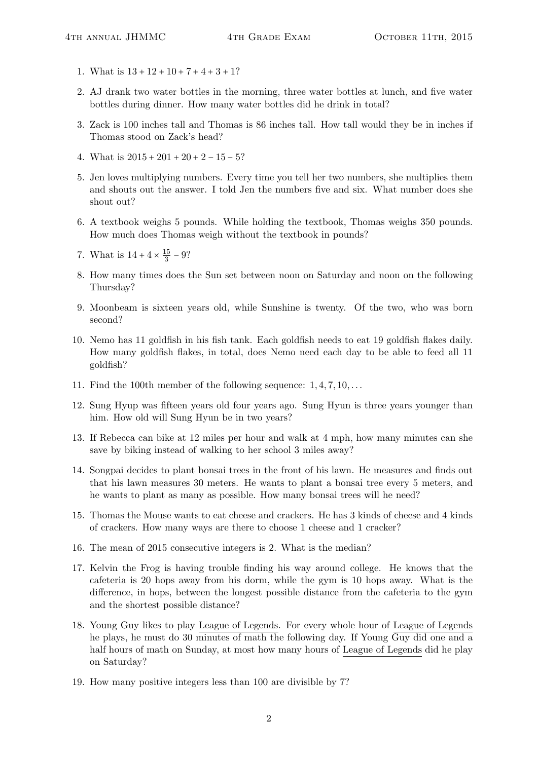1. What is $13 + 12 + 10 + 7 + 4 + 3 + 1$?
2. AJ drank two water bottles in the morning, three water bottles at lunch, and five water bottles during dinner. How many water bottles did he drink in total?
3. Zack is 100 inches tall and Thomas is 86 inches tall. How tall would they be in inches if Thomas stood on Zack's head?
4. What is $2015 + 201 + 20 + 2 - 15 - 5$?
5. Jen loves multiplying numbers. Every time you tell her two numbers, she multiplies them and shouts out the answer. I told Jen the numbers five and six. What number does she shout out?
6. A textbook weighs 5 pounds. While holding the textbook, Thomas weighs 350 pounds. How much does Thomas weigh without the textbook in pounds?
7. What is $14 + 4 \times \frac{15}{3} - 9$?
8. How many times does the Sun set between noon on Saturday and noon on the following Thursday?
9. Moonbeam is sixteen years old, while Sunshine is twenty. Of the two, who was born second?
10. Nemo has 11 goldfish in his fish tank. Each goldfish needs to eat 19 goldfish flakes daily. How many goldfish flakes, in total, does Nemo need each day to be able to feed all 11 goldfish?
11. Find the 100th member of the following sequence: $1, 4, 7, 10, \ldots$
12. Sung Hyup was fifteen years old four years ago. Sung Hyun is three years younger than him. How old will Sung Hyun be in two years?
13. If Rebecca can bike at 12 miles per hour and walk at 4 mph, how many minutes can she save by biking instead of walking to her school 3 miles away?
14. Songpai decides to plant bonsai trees in the front of his lawn. He measures and finds out that his lawn measures 30 meters. He wants to plant a bonsai tree every 5 meters, and he wants to plant as many as possible. How many bonsai trees will he need?
15. Thomas the Mouse wants to eat cheese and crackers. He has 3 kinds of cheese and 4 kinds of crackers. How many ways are there to choose 1 cheese and 1 cracker?
16. The mean of 2015 consecutive integers is 2. What is the median?
17. Kelvin the Frog is having trouble finding his way around college. He knows that the cafeteria is 20 hops away from his dorm, while the gym is 10 hops away. What is the difference, in hops, between the longest possible distance from the cafeteria to the gym and the shortest possible distance?
18. Young Guy likes to play League of Legends. For every whole hour of League of Legends he plays, he must do 30 minutes of math the following day. If Young Guy did one and a half hours of math on Sunday, at most how many hours of League of Legends did he play on Saturday?
19. How many positive integers less than 100 are divisible by 7?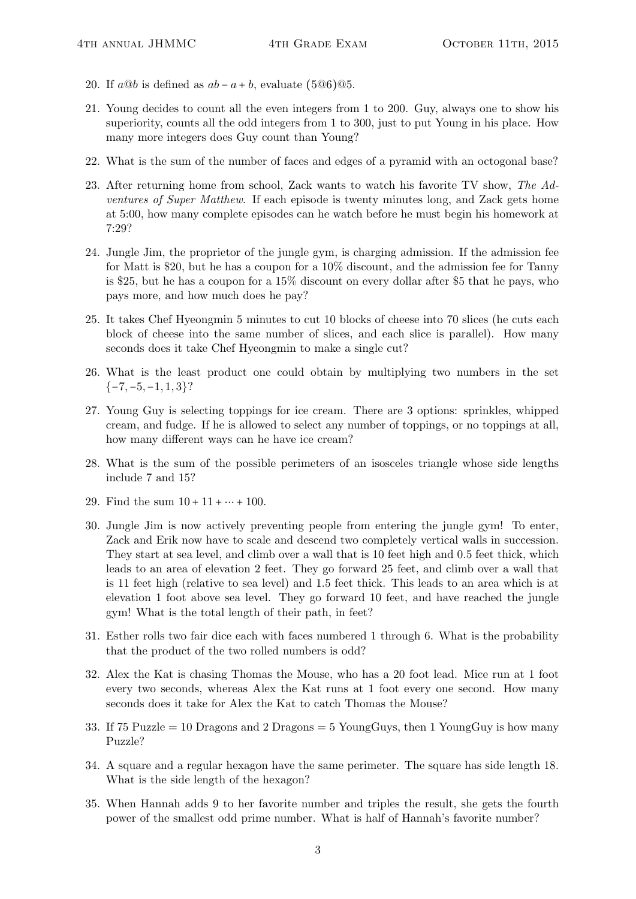20. If $a@b$ is defined as $ab - a + b$, evaluate $(5@6)@5$.

21. Young decides to count all the even integers from 1 to 200. Guy, always one to show his superiority, counts all the odd integers from 1 to 300, just to put Young in his place. How many more integers does Guy count than Young?

22. What is the sum of the number of faces and edges of a pyramid with an octogonal base?

23. After returning home from school, Zack wants to watch his favorite TV show, *The Adventures of Super Matthew*. If each episode is twenty minutes long, and Zack gets home at 5:00, how many complete episodes can he watch before he must begin his homework at 7:29?

24. Jungle Jim, the proprietor of the jungle gym, is charging admission. If the admission fee for Matt is \$20, but he has a coupon for a 10% discount, and the admission fee for Tanny is \$25, but he has a coupon for a 15% discount on every dollar after \$5 that he pays, who pays more, and how much does he pay?

25. It takes Chef Hyeongmin 5 minutes to cut 10 blocks of cheese into 70 slices (he cuts each block of cheese into the same number of slices, and each slice is parallel). How many seconds does it take Chef Hyeongmin to make a single cut?

26. What is the least product one could obtain by multiplying two numbers in the set $\{-7, -5, -1, 1, 3\}$?

27. Young Guy is selecting toppings for ice cream. There are 3 options: sprinkles, whipped cream, and fudge. If he is allowed to select any number of toppings, or no toppings at all, how many different ways can he have ice cream?

28. What is the sum of the possible perimeters of an isosceles triangle whose side lengths include 7 and 15?

29. Find the sum $10 + 11 + \cdots + 100$.

30. Jungle Jim is now actively preventing people from entering the jungle gym! To enter, Zack and Erik now have to scale and descend two completely vertical walls in succession. They start at sea level, and climb over a wall that is 10 feet high and 0.5 feet thick, which leads to an area of elevation 2 feet. They go forward 25 feet, and climb over a wall that is 11 feet high (relative to sea level) and 1.5 feet thick. This leads to an area which is at elevation 1 foot above sea level. They go forward 10 feet, and have reached the jungle gym! What is the total length of their path, in feet?

31. Esther rolls two fair dice each with faces numbered 1 through 6. What is the probability that the product of the two rolled numbers is odd?

32. Alex the Kat is chasing Thomas the Mouse, who has a 20 foot lead. Mice run at 1 foot every two seconds, whereas Alex the Kat runs at 1 foot every one second. How many seconds does it take for Alex the Kat to catch Thomas the Mouse?

33. If 75 Puzzle = 10 Dragons and 2 Dragons = 5 YoungGuys, then 1 YoungGuy is how many Puzzle?

34. A square and a regular hexagon have the same perimeter. The square has side length 18. What is the side length of the hexagon?

35. When Hannah adds 9 to her favorite number and triples the result, she gets the fourth power of the smallest odd prime number. What is half of Hannah's favorite number?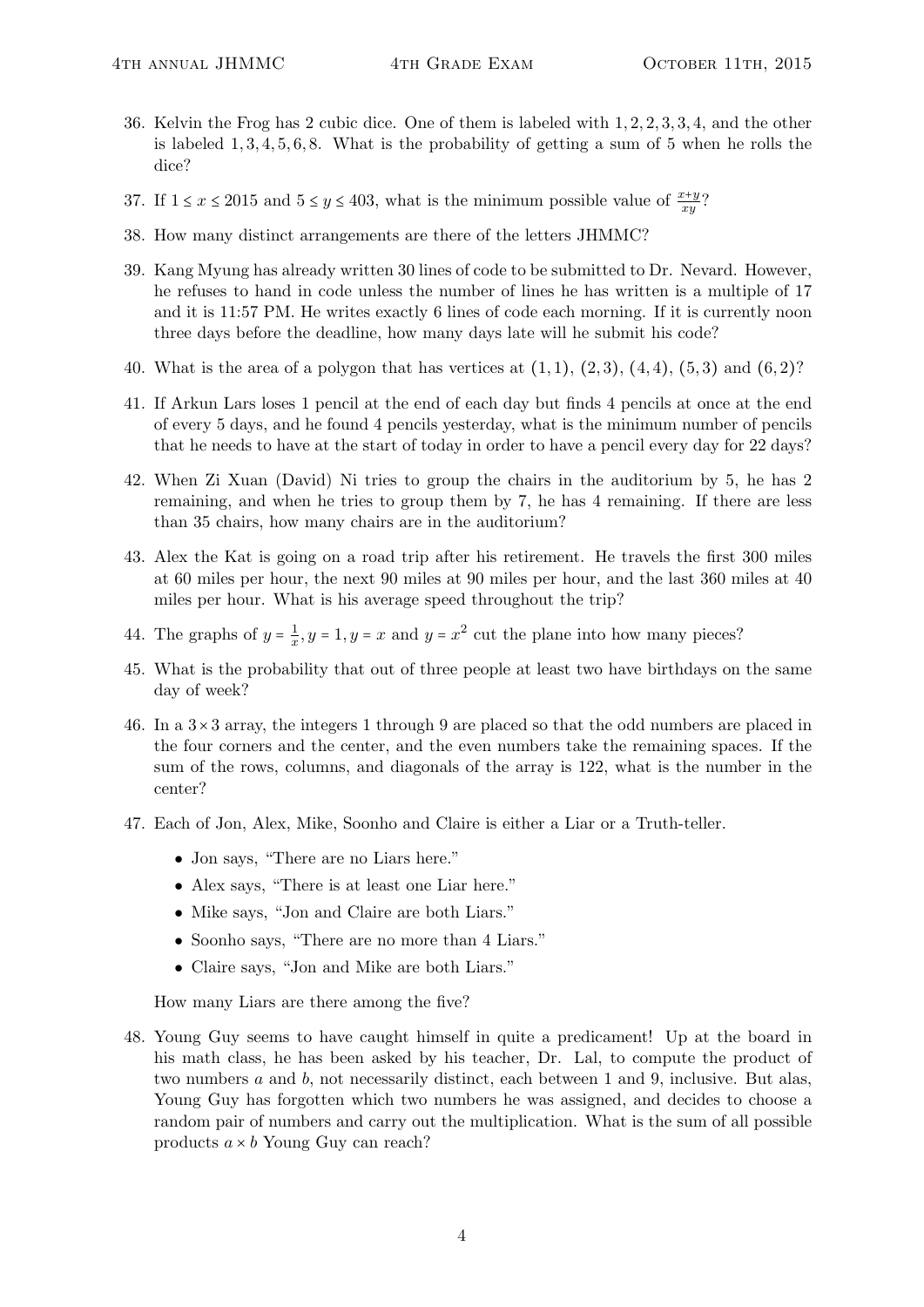36. Kelvin the Frog has 2 cubic dice. One of them is labeled with $1, 2, 2, 3, 3, 4$, and the other is labeled $1, 3, 4, 5, 6, 8$. What is the probability of getting a sum of 5 when he rolls the dice?

37. If $1 \le x \le 2015$ and $5 \le y \le 403$, what is the minimum possible value of $\frac{x+y}{xy}$?

38. How many distinct arrangements are there of the letters JHMMC?

39. Kang Myung has already written 30 lines of code to be submitted to Dr. Nevard. However, he refuses to hand in code unless the number of lines he has written is a multiple of 17 and it is 11:57 PM. He writes exactly 6 lines of code each morning. If it is currently noon three days before the deadline, how many days late will he submit his code?

40. What is the area of a polygon that has vertices at $(1, 1)$, $(2, 3)$, $(4, 4)$, $(5, 3)$ and $(6, 2)$?

41. If Arkun Lars loses 1 pencil at the end of each day but finds 4 pencils at once at the end of every 5 days, and he found 4 pencils yesterday, what is the minimum number of pencils that he needs to have at the start of today in order to have a pencil every day for 22 days?

42. When Zi Xuan (David) Ni tries to group the chairs in the auditorium by 5, he has 2 remaining, and when he tries to group them by 7, he has 4 remaining. If there are less than 35 chairs, how many chairs are in the auditorium?

43. Alex the Kat is going on a road trip after his retirement. He travels the first 300 miles at 60 miles per hour, the next 90 miles at 90 miles per hour, and the last 360 miles at 40 miles per hour. What is his average speed throughout the trip?

44. The graphs of $y = \frac{1}{x}, y = 1, y = x$ and $y = x^2$ cut the plane into how many pieces?

45. What is the probability that out of three people at least two have birthdays on the same day of week?

46. In a $3 \times 3$ array, the integers 1 through 9 are placed so that the odd numbers are placed in the four corners and the center, and the even numbers take the remaining spaces. If the sum of the rows, columns, and diagonals of the array is 122, what is the number in the center?

47. Each of Jon, Alex, Mike, Soonho and Claire is either a Liar or a Truth-teller.

    - Jon says, "There are no Liars here."
    - Alex says, "There is at least one Liar here."
    - Mike says, "Jon and Claire are both Liars."
    - Soonho says, "There are no more than 4 Liars."
    - Claire says, "Jon and Mike are both Liars."

    How many Liars are there among the five?

48. Young Guy seems to have caught himself in quite a predicament! Up at the board in his math class, he has been asked by his teacher, Dr. Lal, to compute the product of two numbers $a$ and $b$, not necessarily distinct, each between 1 and 9, inclusive. But alas, Young Guy has forgotten which two numbers he was assigned, and decides to choose a random pair of numbers and carry out the multiplication. What is the sum of all possible products $a \times b$ Young Guy can reach?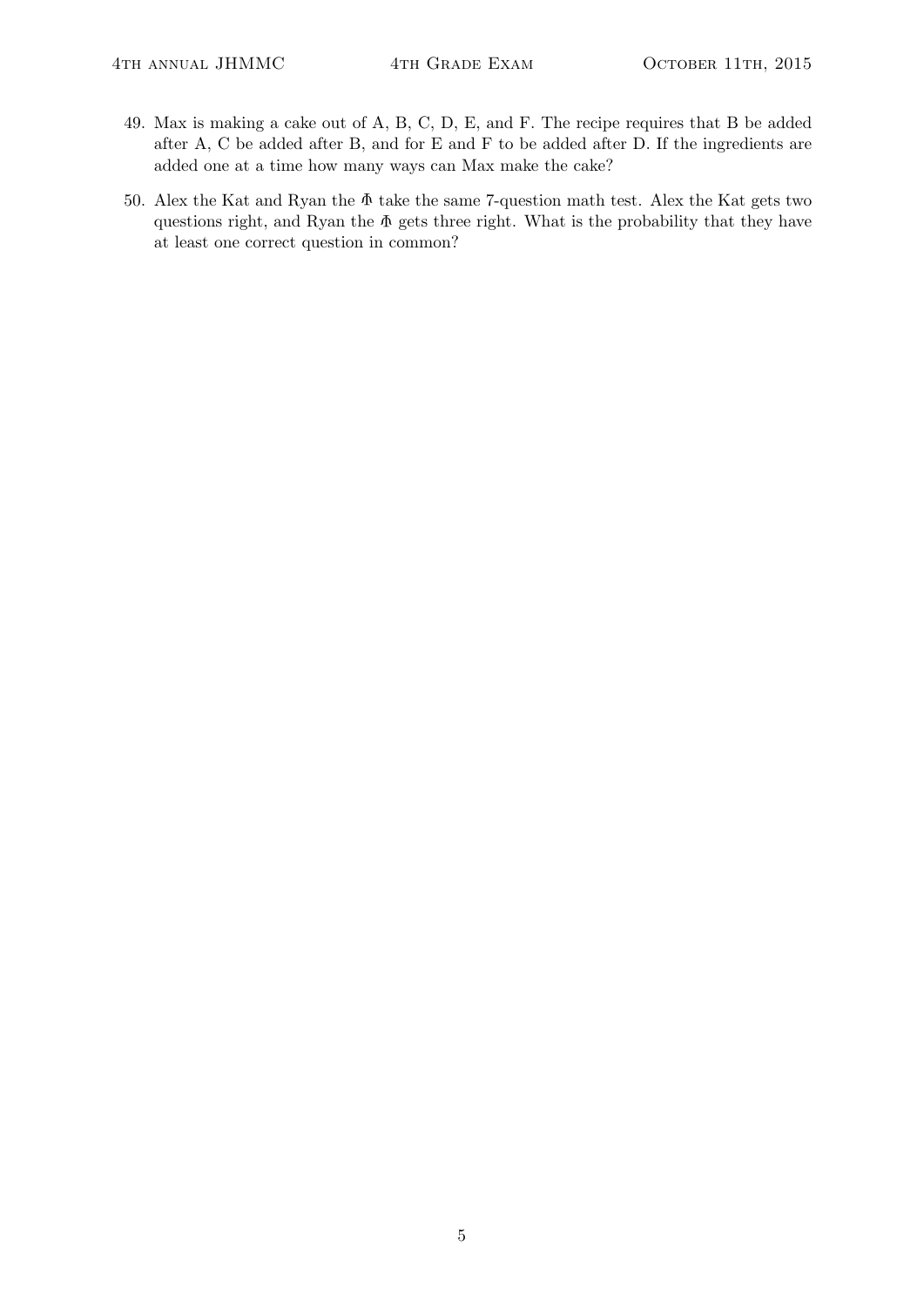49. Max is making a cake out of A, B, C, D, E, and F. The recipe requires that B be added after A, C be added after B, and for E and F to be added after D. If the ingredients are added one at a time how many ways can Max make the cake?

50. Alex the Kat and Ryan the Φ take the same 7-question math test. Alex the Kat gets two questions right, and Ryan the Φ gets three right. What is the probability that they have at least one correct question in common?